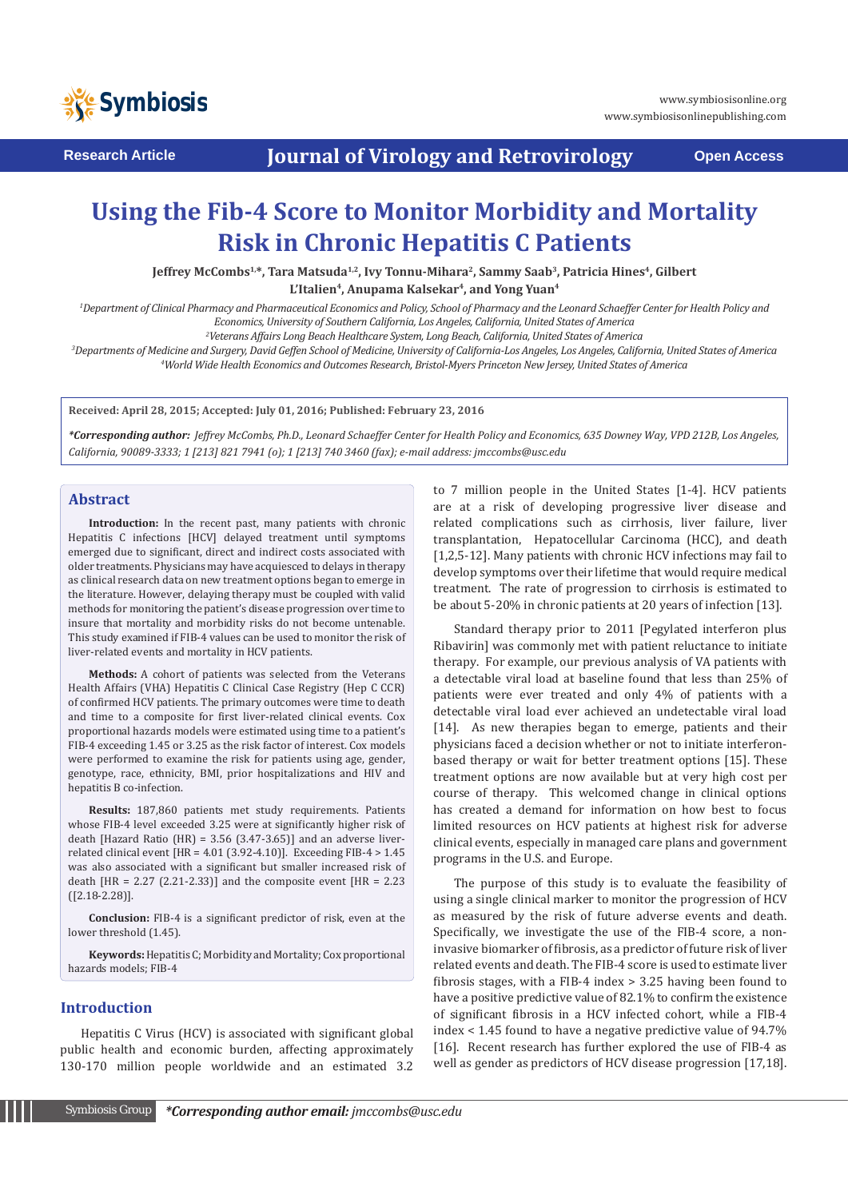Research Article

# Journal of Virology and Retrovirology

Open Access

# Using the Fib-4 Score to Monitor Morbidity and Mortality Risk in Chronic Hepatitis C Patients

**Jeffrey McCombs[1,*], Tara Matsuda[1,2], Ivy Tonnu-Mihara[2], Sammy Saab[3], Patricia Hines[4], Gilbert L'Italien[4], Anupama Kalsekar[4], and Yong Yuan[4]**

*[1]Department of Clinical Pharmacy and Pharmaceutical Economics and Policy, School of Pharmacy and the Leonard Schaeffer Center for Health Policy and Economics, University of Southern California, Los Angeles, California, United States of America*

*[2]Veterans Affairs Long Beach Healthcare System, Long Beach, California, United States of America*

*[3]Departments of Medicine and Surgery, David Geffen School of Medicine, University of California-Los Angeles, Los Angeles, California, United States of America*

*[4]World Wide Health Economics and Outcomes Research, Bristol-Myers Princeton New Jersey, United States of America*

**Received: April 28, 2015; Accepted: July 01, 2016; Published: February 23, 2016**

***Corresponding author:** *Jeffrey McCombs, Ph.D., Leonard Schaeffer Center for Health Policy and Economics, 635 Downey Way, VPD 212B, Los Angeles, California, 90089-3333; 1 [213] 821 7941 (o); 1 [213] 740 3460 (fax); e-mail address: jmccombs@usc.edu*

## Abstract

**Introduction:** In the recent past, many patients with chronic Hepatitis C infections [HCV] delayed treatment until symptoms emerged due to significant, direct and indirect costs associated with older treatments. Physicians may have acquiesced to delays in therapy as clinical research data on new treatment options began to emerge in the literature. However, delaying therapy must be coupled with valid methods for monitoring the patient's disease progression over time to insure that mortality and morbidity risks do not become untenable. This study examined if FIB-4 values can be used to monitor the risk of liver-related events and mortality in HCV patients.

**Methods:** A cohort of patients was selected from the Veterans Health Affairs (VHA) Hepatitis C Clinical Case Registry (Hep C CCR) of confirmed HCV patients. The primary outcomes were time to death and time to a composite for first liver-related clinical events. Cox proportional hazards models were estimated using time to a patient's FIB-4 exceeding 1.45 or 3.25 as the risk factor of interest. Cox models were performed to examine the risk for patients using age, gender, genotype, race, ethnicity, BMI, prior hospitalizations and HIV and hepatitis B co-infection.

**Results:** 187,860 patients met study requirements. Patients whose FIB-4 level exceeded 3.25 were at significantly higher risk of death [Hazard Ratio (HR) = 3.56 (3.47-3.65)] and an adverse liver-related clinical event [HR = 4.01 (3.92-4.10)]. Exceeding FIB-4 > 1.45 was also associated with a significant but smaller increased risk of death [HR = 2.27 (2.21-2.33)] and the composite event [HR = 2.23 ([2.18-2.28)].

**Conclusion:** FIB-4 is a significant predictor of risk, even at the lower threshold (1.45).

**Keywords:** Hepatitis C; Morbidity and Mortality; Cox proportional hazards models; FIB-4

## Introduction

Hepatitis C Virus (HCV) is associated with significant global public health and economic burden, affecting approximately 130-170 million people worldwide and an estimated 3.2 to 7 million people in the United States [1-4]. HCV patients are at a risk of developing progressive liver disease and related complications such as cirrhosis, liver failure, liver transplantation, Hepatocellular Carcinoma (HCC), and death [1,2,5-12]. Many patients with chronic HCV infections may fail to develop symptoms over their lifetime that would require medical treatment. The rate of progression to cirrhosis is estimated to be about 5-20% in chronic patients at 20 years of infection [13].

Standard therapy prior to 2011 [Pegylated interferon plus Ribavirin] was commonly met with patient reluctance to initiate therapy. For example, our previous analysis of VA patients with a detectable viral load at baseline found that less than 25% of patients were ever treated and only 4% of patients with a detectable viral load ever achieved an undetectable viral load [14]. As new therapies began to emerge, patients and their physicians faced a decision whether or not to initiate interferon-based therapy or wait for better treatment options [15]. These treatment options are now available but at very high cost per course of therapy. This welcomed change in clinical options has created a demand for information on how best to focus limited resources on HCV patients at highest risk for adverse clinical events, especially in managed care plans and government programs in the U.S. and Europe.

The purpose of this study is to evaluate the feasibility of using a single clinical marker to monitor the progression of HCV as measured by the risk of future adverse events and death. Specifically, we investigate the use of the FIB-4 score, a non-invasive biomarker of fibrosis, as a predictor of future risk of liver related events and death. The FIB-4 score is used to estimate liver fibrosis stages, with a FIB-4 index > 3.25 having been found to have a positive predictive value of 82.1% to confirm the existence of significant fibrosis in a HCV infected cohort, while a FIB-4 index < 1.45 found to have a negative predictive value of 94.7% [16]. Recent research has further explored the use of FIB-4 as well as gender as predictors of HCV disease progression [17,18].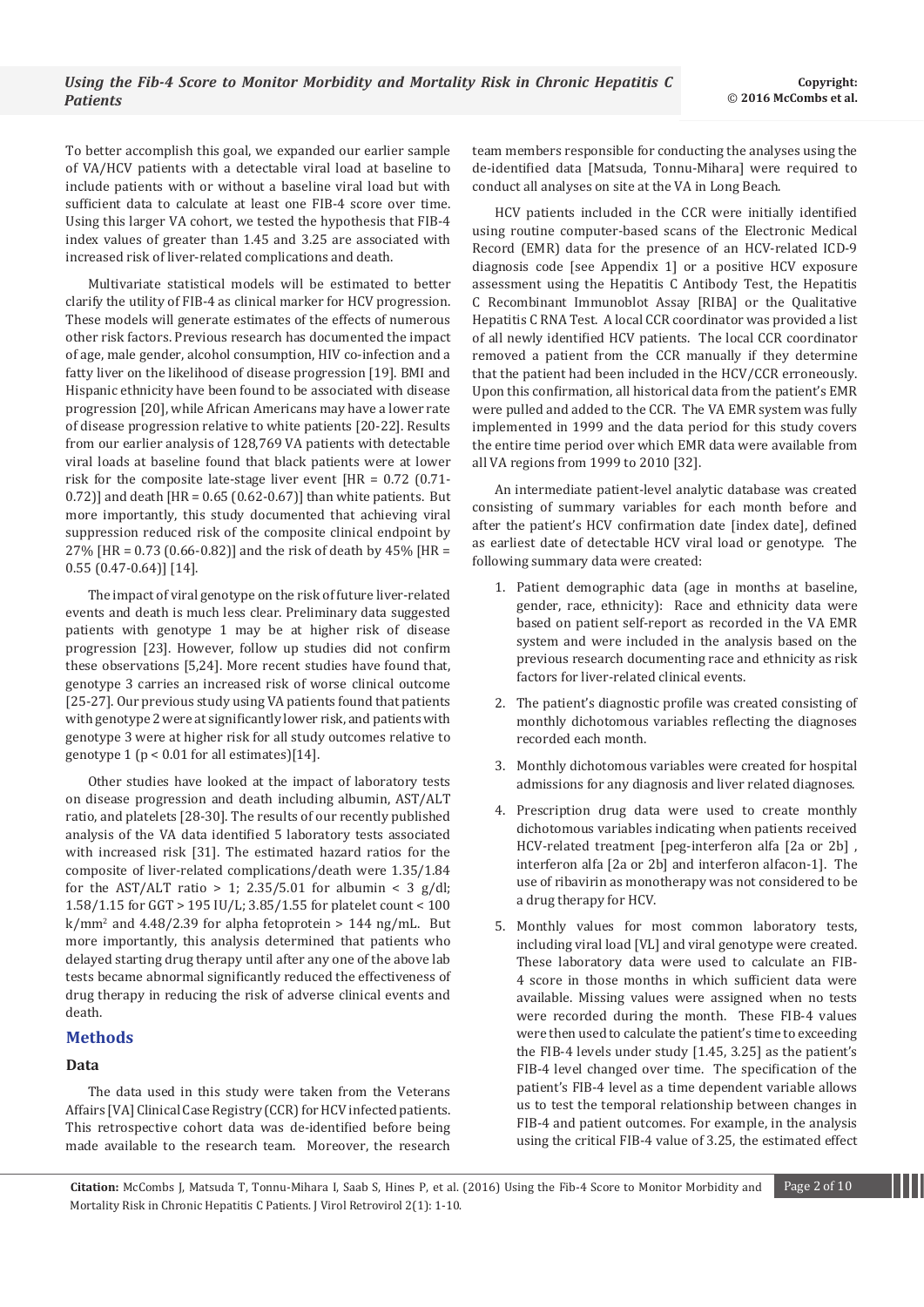To better accomplish this goal, we expanded our earlier sample of VA/HCV patients with a detectable viral load at baseline to include patients with or without a baseline viral load but with sufficient data to calculate at least one FIB-4 score over time. Using this larger VA cohort, we tested the hypothesis that FIB-4 index values of greater than 1.45 and 3.25 are associated with increased risk of liver-related complications and death.

Multivariate statistical models will be estimated to better clarify the utility of FIB-4 as clinical marker for HCV progression. These models will generate estimates of the effects of numerous other risk factors. Previous research has documented the impact of age, male gender, alcohol consumption, HIV co-infection and a fatty liver on the likelihood of disease progression [19]. BMI and Hispanic ethnicity have been found to be associated with disease progression [20], while African Americans may have a lower rate of disease progression relative to white patients [20-22]. Results from our earlier analysis of 128,769 VA patients with detectable viral loads at baseline found that black patients were at lower risk for the composite late-stage liver event [HR = 0.72 (0.71-0.72)] and death [HR = 0.65 (0.62-0.67)] than white patients. But more importantly, this study documented that achieving viral suppression reduced risk of the composite clinical endpoint by 27% [HR = 0.73 (0.66-0.82)] and the risk of death by 45% [HR = 0.55 (0.47-0.64)] [14].

The impact of viral genotype on the risk of future liver-related events and death is much less clear. Preliminary data suggested patients with genotype 1 may be at higher risk of disease progression [23]. However, follow up studies did not confirm these observations [5,24]. More recent studies have found that, genotype 3 carries an increased risk of worse clinical outcome [25-27]. Our previous study using VA patients found that patients with genotype 2 were at significantly lower risk, and patients with genotype 3 were at higher risk for all study outcomes relative to genotype 1 ($p < 0.01$ for all estimates)[14].

Other studies have looked at the impact of laboratory tests on disease progression and death including albumin, AST/ALT ratio, and platelets [28-30]. The results of our recently published analysis of the VA data identified 5 laboratory tests associated with increased risk [31]. The estimated hazard ratios for the composite of liver-related complications/death were 1.35/1.84 for the AST/ALT ratio > 1; 2.35/5.01 for albumin < 3 g/dl; 1.58/1.15 for GGT > 195 IU/L; 3.85/1.55 for platelet count < 100 k/mm$^2$ and 4.48/2.39 for alpha fetoprotein > 144 ng/mL. But more importantly, this analysis determined that patients who delayed starting drug therapy until after any one of the above lab tests became abnormal significantly reduced the effectiveness of drug therapy in reducing the risk of adverse clinical events and death.

## Methods

### Data

The data used in this study were taken from the Veterans Affairs [VA] Clinical Case Registry (CCR) for HCV infected patients. This retrospective cohort data was de-identified before being made available to the research team. Moreover, the research team members responsible for conducting the analyses using the de-identified data [Matsuda, Tonnu-Mihara] were required to conduct all analyses on site at the VA in Long Beach.

HCV patients included in the CCR were initially identified using routine computer-based scans of the Electronic Medical Record (EMR) data for the presence of an HCV-related ICD-9 diagnosis code [see Appendix 1] or a positive HCV exposure assessment using the Hepatitis C Antibody Test, the Hepatitis C Recombinant Immunoblot Assay [RIBA] or the Qualitative Hepatitis C RNA Test. A local CCR coordinator was provided a list of all newly identified HCV patients. The local CCR coordinator removed a patient from the CCR manually if they determine that the patient had been included in the HCV/CCR erroneously. Upon this confirmation, all historical data from the patient's EMR were pulled and added to the CCR. The VA EMR system was fully implemented in 1999 and the data period for this study covers the entire time period over which EMR data were available from all VA regions from 1999 to 2010 [32].

An intermediate patient-level analytic database was created consisting of summary variables for each month before and after the patient's HCV confirmation date [index date], defined as earliest date of detectable HCV viral load or genotype. The following summary data were created:

1. Patient demographic data (age in months at baseline, gender, race, ethnicity): Race and ethnicity data were based on patient self-report as recorded in the VA EMR system and were included in the analysis based on the previous research documenting race and ethnicity as risk factors for liver-related clinical events.
2. The patient's diagnostic profile was created consisting of monthly dichotomous variables reflecting the diagnoses recorded each month.
3. Monthly dichotomous variables were created for hospital admissions for any diagnosis and liver related diagnoses.
4. Prescription drug data were used to create monthly dichotomous variables indicating when patients received HCV-related treatment [peg-interferon alfa [2a or 2b] , interferon alfa [2a or 2b] and interferon alfacon-1]. The use of ribavirin as monotherapy was not considered to be a drug therapy for HCV.
5. Monthly values for most common laboratory tests, including viral load [VL] and viral genotype were created. These laboratory data were used to calculate an FIB-4 score in those months in which sufficient data were available. Missing values were assigned when no tests were recorded during the month. These FIB-4 values were then used to calculate the patient's time to exceeding the FIB-4 levels under study [1.45, 3.25] as the patient's FIB-4 level changed over time. The specification of the patient's FIB-4 level as a time dependent variable allows us to test the temporal relationship between changes in FIB-4 and patient outcomes. For example, in the analysis using the critical FIB-4 value of 3.25, the estimated effect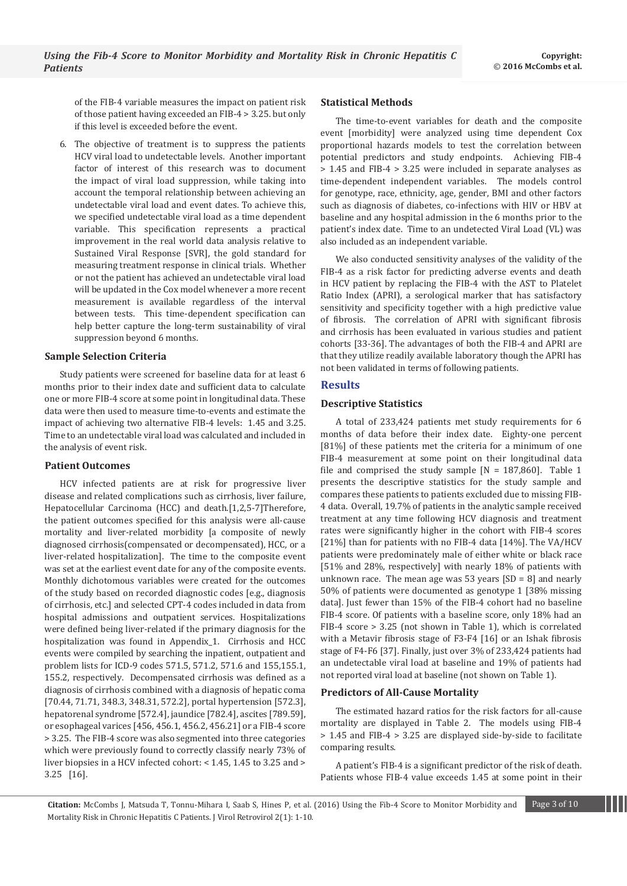of the FIB-4 variable measures the impact on patient risk of those patient having exceeded an FIB-4 > 3.25. but only if this level is exceeded before the event.

6. The objective of treatment is to suppress the patients HCV viral load to undetectable levels. Another important factor of interest of this research was to document the impact of viral load suppression, while taking into account the temporal relationship between achieving an undetectable viral load and event dates. To achieve this, we specified undetectable viral load as a time dependent variable. This specification represents a practical improvement in the real world data analysis relative to Sustained Viral Response [SVR], the gold standard for measuring treatment response in clinical trials. Whether or not the patient has achieved an undetectable viral load will be updated in the Cox model whenever a more recent measurement is available regardless of the interval between tests. This time-dependent specification can help better capture the long-term sustainability of viral suppression beyond 6 months.

### Sample Selection Criteria

Study patients were screened for baseline data for at least 6 months prior to their index date and sufficient data to calculate one or more FIB-4 score at some point in longitudinal data. These data were then used to measure time-to-events and estimate the impact of achieving two alternative FIB-4 levels: 1.45 and 3.25. Time to an undetectable viral load was calculated and included in the analysis of event risk.

### Patient Outcomes

HCV infected patients are at risk for progressive liver disease and related complications such as cirrhosis, liver failure, Hepatocellular Carcinoma (HCC) and death.[1,2,5-7]Therefore, the patient outcomes specified for this analysis were all-cause mortality and liver-related morbidity [a composite of newly diagnosed cirrhosis(compensated or decompensated), HCC, or a liver-related hospitalization]. The time to the composite event was set at the earliest event date for any of the composite events. Monthly dichotomous variables were created for the outcomes of the study based on recorded diagnostic codes [e.g., diagnosis of cirrhosis, etc.] and selected CPT-4 codes included in data from hospital admissions and outpatient services. Hospitalizations were defined being liver-related if the primary diagnosis for the hospitalization was found in Appendix_1. Cirrhosis and HCC events were compiled by searching the inpatient, outpatient and problem lists for ICD-9 codes 571.5, 571.2, 571.6 and 155,155.1, 155.2, respectively. Decompensated cirrhosis was defined as a diagnosis of cirrhosis combined with a diagnosis of hepatic coma [70.44, 71.71, 348.3, 348.31, 572.2], portal hypertension [572.3], hepatorenal syndrome [572.4], jaundice [782.4], ascites [789.59], or esophageal varices [456, 456.1, 456.2, 456.21] or a FIB-4 score > 3.25. The FIB-4 score was also segmented into three categories which were previously found to correctly classify nearly 73% of liver biopsies in a HCV infected cohort: < 1.45, 1.45 to 3.25 and > 3.25 [16].

### Statistical Methods

The time-to-event variables for death and the composite event [morbidity] were analyzed using time dependent Cox proportional hazards models to test the correlation between potential predictors and study endpoints. Achieving FIB-4 > 1.45 and FIB-4 > 3.25 were included in separate analyses as time-dependent independent variables. The models control for genotype, race, ethnicity, age, gender, BMI and other factors such as diagnosis of diabetes, co-infections with HIV or HBV at baseline and any hospital admission in the 6 months prior to the patient's index date. Time to an undetected Viral Load (VL) was also included as an independent variable.

We also conducted sensitivity analyses of the validity of the FIB-4 as a risk factor for predicting adverse events and death in HCV patient by replacing the FIB-4 with the AST to Platelet Ratio Index (APRI), a serological marker that has satisfactory sensitivity and specificity together with a high predictive value of fibrosis. The correlation of APRI with significant fibrosis and cirrhosis has been evaluated in various studies and patient cohorts [33-36]. The advantages of both the FIB-4 and APRI are that they utilize readily available laboratory though the APRI has not been validated in terms of following patients.

## Results

### Descriptive Statistics

A total of 233,424 patients met study requirements for 6 months of data before their index date. Eighty-one percent [81%] of these patients met the criteria for a minimum of one FIB-4 measurement at some point on their longitudinal data file and comprised the study sample [N = 187,860]. Table 1 presents the descriptive statistics for the study sample and compares these patients to patients excluded due to missing FIB-4 data. Overall, 19.7% of patients in the analytic sample received treatment at any time following HCV diagnosis and treatment rates were significantly higher in the cohort with FIB-4 scores [21%] than for patients with no FIB-4 data [14%]. The VA/HCV patients were predominately male of either white or black race [51% and 28%, respectively] with nearly 18% of patients with unknown race. The mean age was 53 years [SD = 8] and nearly 50% of patients were documented as genotype 1 [38% missing data]. Just fewer than 15% of the FIB-4 cohort had no baseline FIB-4 score. Of patients with a baseline score, only 18% had an FIB-4 score > 3.25 (not shown in Table 1), which is correlated with a Metavir fibrosis stage of F3-F4 [16] or an Ishak fibrosis stage of F4-F6 [37]. Finally, just over 3% of 233,424 patients had an undetectable viral load at baseline and 19% of patients had not reported viral load at baseline (not shown on Table 1).

### Predictors of All-Cause Mortality

The estimated hazard ratios for the risk factors for all-cause mortality are displayed in Table 2. The models using FIB-4 > 1.45 and FIB-4 > 3.25 are displayed side-by-side to facilitate comparing results.

A patient's FIB-4 is a significant predictor of the risk of death. Patients whose FIB-4 value exceeds 1.45 at some point in their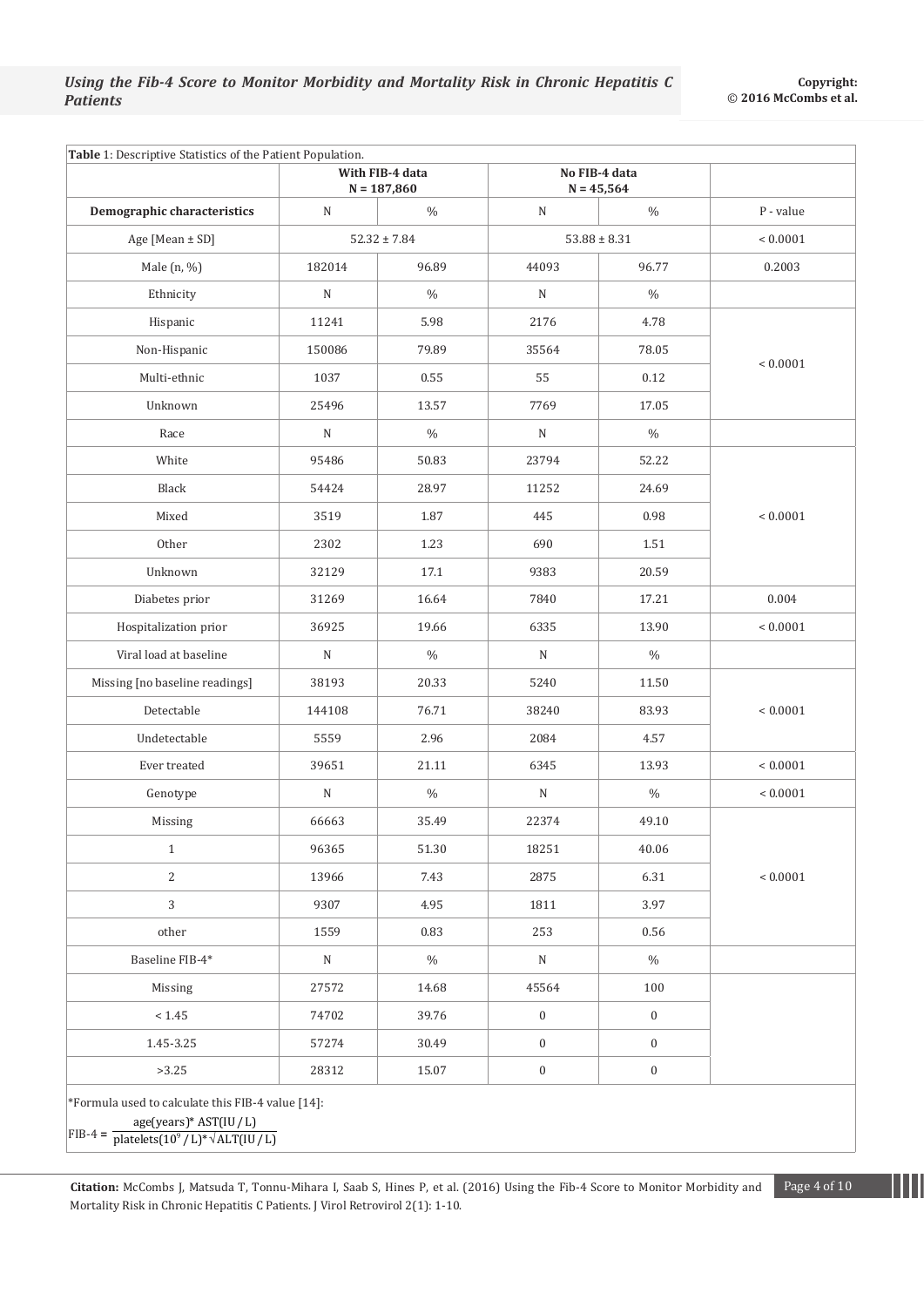**Table 1**: Descriptive Statistics of the Patient Population.

| | With FIB-4 data N = 187,860 | | No FIB-4 data N = 45,564 | | |
|---|---|---|---|---|---|
| **Demographic characteristics** | N | % | N | % | P - value |
| Age [Mean ± SD] | 52.32 ± 7.84 | | 53.88 ± 8.31 | | < 0.0001 |
| Male (n, %) | 182014 | 96.89 | 44093 | 96.77 | 0.2003 |
| Ethnicity | N | % | N | % | |
| Hispanic | 11241 | 5.98 | 2176 | 4.78 | < 0.0001 |
| Non-Hispanic | 150086 | 79.89 | 35564 | 78.05 | |
| Multi-ethnic | 1037 | 0.55 | 55 | 0.12 | |
| Unknown | 25496 | 13.57 | 7769 | 17.05 | |
| Race | N | % | N | % | |
| White | 95486 | 50.83 | 23794 | 52.22 | < 0.0001 |
| Black | 54424 | 28.97 | 11252 | 24.69 | |
| Mixed | 3519 | 1.87 | 445 | 0.98 | |
| Other | 2302 | 1.23 | 690 | 1.51 | |
| Unknown | 32129 | 17.1 | 9383 | 20.59 | |
| Diabetes prior | 31269 | 16.64 | 7840 | 17.21 | 0.004 |
| Hospitalization prior | 36925 | 19.66 | 6335 | 13.90 | < 0.0001 |
| Viral load at baseline | N | % | N | % | |
| Missing [no baseline readings] | 38193 | 20.33 | 5240 | 11.50 | < 0.0001 |
| Detectable | 144108 | 76.71 | 38240 | 83.93 | |
| Undetectable | 5559 | 2.96 | 2084 | 4.57 | |
| Ever treated | 39651 | 21.11 | 6345 | 13.93 | < 0.0001 |
| Genotype | N | % | N | % | < 0.0001 |
| Missing | 66663 | 35.49 | 22374 | 49.10 | < 0.0001 |
| 1 | 96365 | 51.30 | 18251 | 40.06 | |
| 2 | 13966 | 7.43 | 2875 | 6.31 | |
| 3 | 9307 | 4.95 | 1811 | 3.97 | |
| other | 1559 | 0.83 | 253 | 0.56 | |
| Baseline FIB-4* | N | % | N | % | |
| Missing | 27572 | 14.68 | 45564 | 100 | |
| < 1.45 | 74702 | 39.76 | 0 | 0 | |
| 1.45-3.25 | 57274 | 30.49 | 0 | 0 | |
| >3.25 | 28312 | 15.07 | 0 | 0 | |

*Formula used to calculate this FIB-4 value [14]:

$$\text{FIB-4} = \frac{\text{age(years)} * \text{AST(IU/L)}}{\text{platelets}(10^9/\text{L}) * \sqrt{\text{ALT(IU/L)}}}$$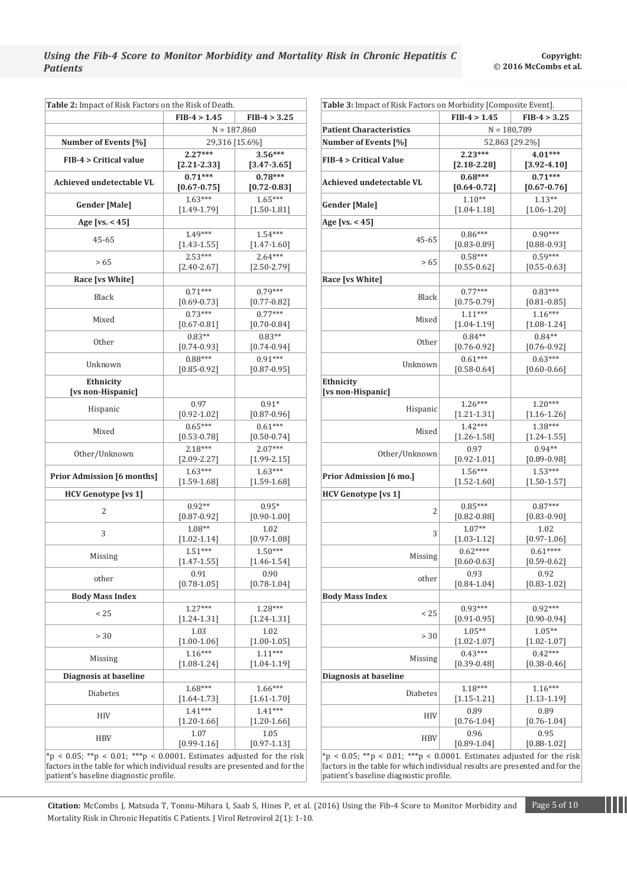**Table 2:** Impact of Risk Factors on the Risk of Death.

| | FIB-4 > 1.45 | FIB-4 > 3.25 |
|---|---|---|
| | N = 187,860 | |
| **Number of Events [%]** | 29,316 [15.6%] | |
| **FIB-4 > Critical value** | **2.27*** [2.21-2.33]** | **3.56*** [3.47-3.65]** |
| **Achieved undetectable VL** | **0.71*** [0.67-0.75]** | **0.78*** [0.72-0.83]** |
| **Gender [Male]** | 1.63*** [1.49-1.79] | 1.65*** [1.50-1.81] |
| **Age [vs. < 45]** | | |
| 45-65 | 1.49*** [1.43-1.55] | 1.54*** [1.47-1.60] |
| > 65 | 2.53*** [2.40-2.67] | 2.64*** [2.50-2.79] |
| **Race [vs White]** | | |
| Black | 0.71*** [0.69-0.73] | 0.79*** [0.77-0.82] |
| Mixed | 0.73*** [0.67-0.81] | 0.77*** [0.70-0.84] |
| Other | 0.83** [0.74-0.93] | 0.83** [0.74-0.94] |
| Unknown | 0.88*** [0.85-0.92] | 0.91*** [0.87-0.95] |
| **Ethnicity [vs non-Hispanic]** | | |
| Hispanic | 0.97 [0.92-1.02] | 0.91* [0.87-0.96] |
| Mixed | 0.65*** [0.53-0.78] | 0.61*** [0.50-0.74] |
| Other/Unknown | 2.18*** [2.09-2.27] | 2.07*** [1.99-2.15] |
| **Prior Admission [6 months]** | 1.63*** [1.59-1.68] | 1.63*** [1.59-1.68] |
| **HCV Genotype [vs 1]** | | |
| 2 | 0.92** [0.87-0.92] | 0.95* [0.90-1.00] |
| 3 | 1.08** [1.02-1.14] | 1.02 [0.97-1.08] |
| Missing | 1.51*** [1.47-1.55] | 1.50*** [1.46-1.54] |
| other | 0.91 [0.78-1.05] | 0.90 [0.78-1.04] |
| **Body Mass Index** | | |
| < 25 | 1.27*** [1.24-1.31] | 1.28*** [1.24-1.31] |
| > 30 | 1.03 [1.00-1.06] | 1.02 [1.00-1.05] |
| Missing | 1.16*** [1.08-1.24] | 1.11*** [1.04-1.19] |
| **Diagnosis at baseline** | | |
| Diabetes | 1.68*** [1.64-1.73] | 1.66*** [1.61-1.70] |
| HIV | 1.41*** [1.20-1.66] | 1.41*** [1.20-1.66] |
| HBV | 1.07 [0.99-1.16] | 1.05 [0.97-1.13] |

*p < 0.05; **p < 0.01; ***p < 0.0001. Estimates adjusted for the risk factors in the table for which individual results are presented and for the patient's baseline diagnostic profile.

**Table 3:** Impact of Risk Factors on Morbidity [Composite Event].

| | FIB-4 > 1.45 | FIB-4 > 3.25 |
|---|---|---|
| **Patient Characteristics** | N = 180,789 | |
| **Number of Events [%]** | 52,863 [29.2%] | |
| **FIB-4 > Critical Value** | **2.23*** [2.18-2.28]** | **4.01*** [3.92-4.10]** |
| **Achieved undetectable VL** | **0.68*** [0.64-0.72]** | **0.71*** [0.67-0.76]** |
| **Gender [Male]** | 1.10** [1.04-1.18] | 1.13** [1.06-1.20] |
| **Age [vs. < 45]** | | |
| 45-65 | 0.86*** [0.83-0.89] | 0.90*** [0.88-0.93] |
| > 65 | 0.58*** [0.55-0.62] | 0.59*** [0.55-0.63] |
| **Race [vs White]** | | |
| Black | 0.77*** [0.75-0.79] | 0.83*** [0.81-0.85] |
| Mixed | 1.11*** [1.04-1.19] | 1.16*** [1.08-1.24] |
| Other | 0.84** [0.76-0.92] | 0.84** [0.76-0.92] |
| Unknown | 0.61*** [0.58-0.64] | 0.63*** [0.60-0.66] |
| **Ethnicity [vs non-Hispanic]** | | |
| Hispanic | 1.26*** [1.21-1.31] | 1.20*** [1.16-1.26] |
| Mixed | 1.42*** [1.26-1.58] | 1.38*** [1.24-1.55] |
| Other/Unknown | 0.97 [0.92-1.01] | 0.94** [0.89-0.98] |
| **Prior Admission [6 mo.]** | 1.56*** [1.52-1.60] | 1.53*** [1.50-1.57] |
| **HCV Genotype [vs 1]** | | |
| 2 | 0.85*** [0.82-0.88] | 0.87*** [0.83-0.90] |
| 3 | 1.07** [1.03-1.12] | 1.02 [0.97-1.06] |
| Missing | 0.62**** [0.60-0.63] | 0.61**** [0.59-0.62] |
| other | 0.93 [0.84-1.04] | 0.92 [0.83-1.02] |
| **Body Mass Index** | | |
| < 25 | 0.93*** [0.91-0.95] | 0.92*** [0.90-0.94] |
| > 30 | 1.05** [1.02-1.07] | 1.05** [1.02-1.07] |
| Missing | 0.43*** [0.39-0.48] | 0.42*** [0.38-0.46] |
| **Diagnosis at baseline** | | |
| Diabetes | 1.18*** [1.15-1.21] | 1.16*** [1.13-1.19] |
| HIV | 0.89 [0.76-1.04] | 0.89 [0.76-1.04] |
| HBV | 0.96 [0.89-1.04] | 0.95 [0.88-1.02] |

*p < 0.05; **p < 0.01; ***p < 0.0001. Estimates adjusted for the risk factors in the table for which individual results are presented and for the patient's baseline diagnostic profile.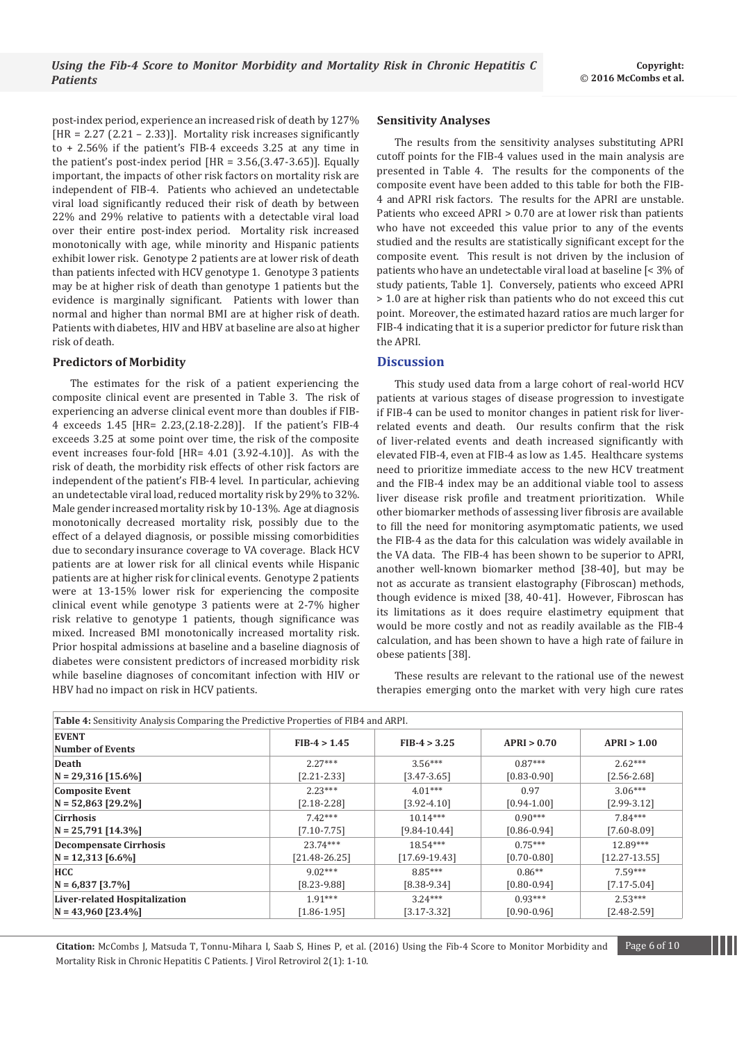post-index period, experience an increased risk of death by 127% [HR = 2.27 (2.21 – 2.33)]. Mortality risk increases significantly to + 2.56% if the patient's FIB-4 exceeds 3.25 at any time in the patient's post-index period [HR = 3.56,(3.47-3.65)]. Equally important, the impacts of other risk factors on mortality risk are independent of FIB-4. Patients who achieved an undetectable viral load significantly reduced their risk of death by between 22% and 29% relative to patients with a detectable viral load over their entire post-index period. Mortality risk increased monotonically with age, while minority and Hispanic patients exhibit lower risk. Genotype 2 patients are at lower risk of death than patients infected with HCV genotype 1. Genotype 3 patients may be at higher risk of death than genotype 1 patients but the evidence is marginally significant. Patients with lower than normal and higher than normal BMI are at higher risk of death. Patients with diabetes, HIV and HBV at baseline are also at higher risk of death.

### Predictors of Morbidity

The estimates for the risk of a patient experiencing the composite clinical event are presented in Table 3. The risk of experiencing an adverse clinical event more than doubles if FIB-4 exceeds 1.45 [HR= 2.23,(2.18-2.28)]. If the patient's FIB-4 exceeds 3.25 at some point over time, the risk of the composite event increases four-fold [HR= 4.01 (3.92-4.10)]. As with the risk of death, the morbidity risk effects of other risk factors are independent of the patient's FIB-4 level. In particular, achieving an undetectable viral load, reduced mortality risk by 29% to 32%. Male gender increased mortality risk by 10-13%. Age at diagnosis monotonically decreased mortality risk, possibly due to the effect of a delayed diagnosis, or possible missing comorbidities due to secondary insurance coverage to VA coverage. Black HCV patients are at lower risk for all clinical events while Hispanic patients are at higher risk for clinical events. Genotype 2 patients were at 13-15% lower risk for experiencing the composite clinical event while genotype 3 patients were at 2-7% higher risk relative to genotype 1 patients, though significance was mixed. Increased BMI monotonically increased mortality risk. Prior hospital admissions at baseline and a baseline diagnosis of diabetes were consistent predictors of increased morbidity risk while baseline diagnoses of concomitant infection with HIV or HBV had no impact on risk in HCV patients.

### Sensitivity Analyses

The results from the sensitivity analyses substituting APRI cutoff points for the FIB-4 values used in the main analysis are presented in Table 4. The results for the components of the composite event have been added to this table for both the FIB-4 and APRI risk factors. The results for the APRI are unstable. Patients who exceed APRI > 0.70 are at lower risk than patients who have not exceeded this value prior to any of the events studied and the results are statistically significant except for the composite event. This result is not driven by the inclusion of patients who have an undetectable viral load at baseline [< 3% of study patients, Table 1]. Conversely, patients who exceed APRI > 1.0 are at higher risk than patients who do not exceed this cut point. Moreover, the estimated hazard ratios are much larger for FIB-4 indicating that it is a superior predictor for future risk than the APRI.

## Discussion

This study used data from a large cohort of real-world HCV patients at various stages of disease progression to investigate if FIB-4 can be used to monitor changes in patient risk for liver-related events and death. Our results confirm that the risk of liver-related events and death increased significantly with elevated FIB-4, even at FIB-4 as low as 1.45. Healthcare systems need to prioritize immediate access to the new HCV treatment and the FIB-4 index may be an additional viable tool to assess liver disease risk profile and treatment prioritization. While other biomarker methods of assessing liver fibrosis are available to fill the need for monitoring asymptomatic patients, we used the FIB-4 as the data for this calculation was widely available in the VA data. The FIB-4 has been shown to be superior to APRI, another well-known biomarker method [38-40], but may be not as accurate as transient elastography (Fibroscan) methods, though evidence is mixed [38, 40-41]. However, Fibroscan has its limitations as it does require elastimetry equipment that would be more costly and not as readily available as the FIB-4 calculation, and has been shown to have a high rate of failure in obese patients [38].

These results are relevant to the rational use of the newest therapies emerging onto the market with very high cure rates

**Table 4:** Sensitivity Analysis Comparing the Predictive Properties of FIB4 and ARPI.

| EVENT<br>Number of Events | FIB-4 > 1.45 | FIB-4 > 3.25 | APRI > 0.70 | APRI > 1.00 |
|---|---|---|---|---|
| **Death**<br>**N = 29,316 [15.6%]** | 2.27***<br>[2.21-2.33] | 3.56***<br>[3.47-3.65] | 0.87***<br>[0.83-0.90] | 2.62***<br>[2.56-2.68] |
| **Composite Event**<br>**N = 52,863 [29.2%]** | 2.23***<br>[2.18-2.28] | 4.01***<br>[3.92-4.10] | 0.97<br>[0.94-1.00] | 3.06***<br>[2.99-3.12] |
| **Cirrhosis**<br>**N = 25,791 [14.3%]** | 7.42***<br>[7.10-7.75] | 10.14***<br>[9.84-10.44] | 0.90***<br>[0.86-0.94] | 7.84***<br>[7.60-8.09] |
| **Decompensate Cirrhosis**<br>**N = 12,313 [6.6%]** | 23.74***<br>[21.48-26.25] | 18.54***<br>[17.69-19.43] | 0.75***<br>[0.70-0.80] | 12.89***<br>[12.27-13.55] |
| **HCC**<br>**N = 6,837 [3.7%]** | 9.02***<br>[8.23-9.88] | 8.85***<br>[8.38-9.34] | 0.86**<br>[0.80-0.94] | 7.59***<br>[7.17-5.04] |
| **Liver-related Hospitalization**<br>**N = 43,960 [23.4%]** | 1.91***<br>[1.86-1.95] | 3.24***<br>[3.17-3.32] | 0.93***<br>[0.90-0.96] | 2.53***<br>[2.48-2.59] |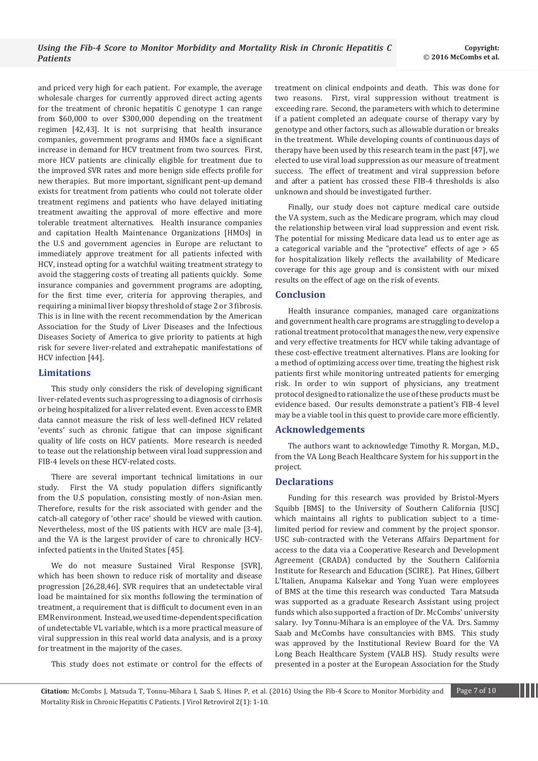and priced very high for each patient. For example, the average wholesale charges for currently approved direct acting agents for the treatment of chronic hepatitis C genotype 1 can range from $60,000 to over $300,000 depending on the treatment regimen [42,43]. It is not surprising that health insurance companies, government programs and HMOs face a significant increase in demand for HCV treatment from two sources. First, more HCV patients are clinically eligible for treatment due to the improved SVR rates and more benign side effects profile for new therapies. But more important, significant pent-up demand exists for treatment from patients who could not tolerate older treatment regimens and patients who have delayed initiating treatment awaiting the approval of more effective and more tolerable treatment alternatives. Health insurance companies and capitation Health Maintenance Organizations [HMOs] in the U.S and government agencies in Europe are reluctant to immediately approve treatment for all patients infected with HCV, instead opting for a watchful waiting treatment strategy to avoid the staggering costs of treating all patients quickly. Some insurance companies and government programs are adopting, for the first time ever, criteria for approving therapies, and requiring a minimal liver biopsy threshold of stage 2 or 3 fibrosis. This is in line with the recent recommendation by the American Association for the Study of Liver Diseases and the Infectious Diseases Society of America to give priority to patients at high risk for severe liver-related and extrahepatic manifestations of HCV infection [44].

## Limitations

This study only considers the risk of developing significant liver-related events such as progressing to a diagnosis of cirrhosis or being hospitalized for a liver related event. Even access to EMR data cannot measure the risk of less well-defined HCV related 'events' such as chronic fatigue that can impose significant quality of life costs on HCV patients. More research is needed to tease out the relationship between viral load suppression and FIB-4 levels on these HCV-related costs.

There are several important technical limitations in our study. First the VA study population differs significantly from the U.S population, consisting mostly of non-Asian men. Therefore, results for the risk associated with gender and the catch-all category of 'other race' should be viewed with caution. Nevertheless, most of the US patients with HCV are male [3-4], and the VA is the largest provider of care to chronically HCV-infected patients in the United States [45].

We do not measure Sustained Viral Response [SVR], which has been shown to reduce risk of mortality and disease progression [26,28,46]. SVR requires that an undetectable viral load be maintained for six months following the termination of treatment, a requirement that is difficult to document even in an EMR environment. Instead, we used time-dependent specification of undetectable VL variable, which is a more practical measure of viral suppression in this real world data analysis, and is a proxy for treatment in the majority of the cases.

This study does not estimate or control for the effects of treatment on clinical endpoints and death. This was done for two reasons. First, viral suppression without treatment is exceeding rare. Second, the parameters with which to determine if a patient completed an adequate course of therapy vary by genotype and other factors, such as allowable duration or breaks in the treatment. While developing counts of continuous days of therapy have been used by this research team in the past [47], we elected to use viral load suppression as our measure of treatment success. The effect of treatment and viral suppression before and after a patient has crossed these FIB-4 thresholds is also unknown and should be investigated further.

Finally, our study does not capture medical care outside the VA system, such as the Medicare program, which may cloud the relationship between viral load suppression and event risk. The potential for missing Medicare data lead us to enter age as a categorical variable and the "protective" effects of age > 65 for hospitalization likely reflects the availability of Medicare coverage for this age group and is consistent with our mixed results on the effect of age on the risk of events.

## Conclusion

Health insurance companies, managed care organizations and government health care programs are struggling to develop a rational treatment protocol that manages the new, very expensive and very effective treatments for HCV while taking advantage of these cost-effective treatment alternatives. Plans are looking for a method of optimizing access over time, treating the highest risk patients first while monitoring untreated patients for emerging risk. In order to win support of physicians, any treatment protocol designed to rationalize the use of these products must be evidence based. Our results demonstrate a patient's FIB-4 level may be a viable tool in this quest to provide care more efficiently.

## Acknowledgements

The authors want to acknowledge Timothy R. Morgan, M.D., from the VA Long Beach Healthcare System for his support in the project.

## Declarations

Funding for this research was provided by Bristol-Myers Squibb [BMS] to the University of Southern California [USC] which maintains all rights to publication subject to a time-limited period for review and comment by the project sponsor. USC sub-contracted with the Veterans Affairs Department for access to the data via a Cooperative Research and Development Agreement (CRADA) conducted by the Southern California Institute for Research and Education (SCIRE). Pat Hines, Gilbert L'Italien, Anupama Kalsekar and Yong Yuan were employees of BMS at the time this research was conducted Tara Matsuda was supported as a graduate Research Assistant using project funds which also supported a fraction of Dr. McCombs' university salary. Ivy Tonnu-Mihara is an employee of the VA. Drs. Sammy Saab and McCombs have consultancies with BMS. This study was approved by the Institutional Review Board for the VA Long Beach Healthcare System (VALB HS). Study results were presented in a poster at the European Association for the Study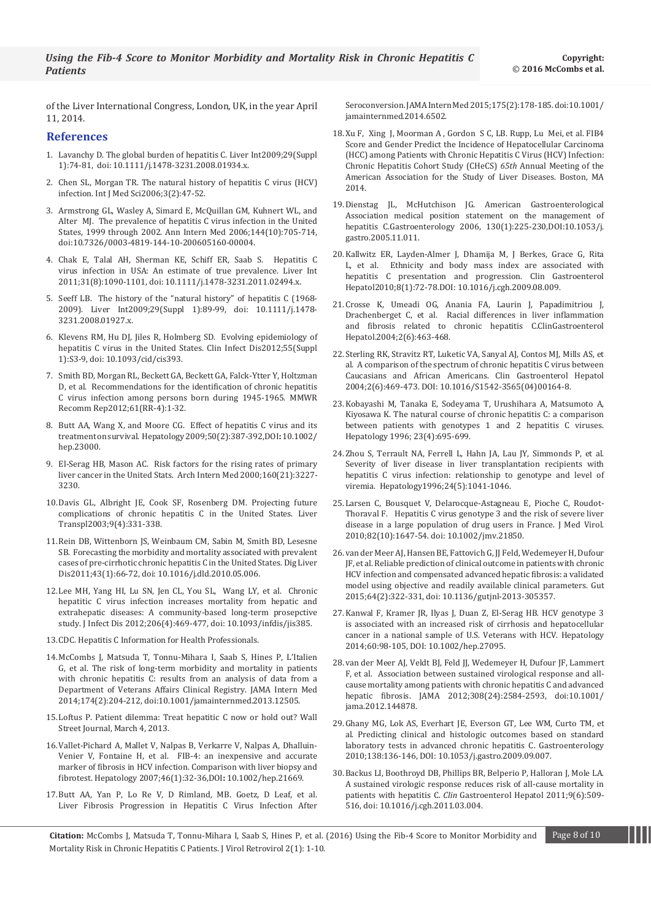of the Liver International Congress, London, UK, in the year April 11, 2014.

## References

1. Lavanchy D. The global burden of hepatitis C. Liver Int2009;29(Suppl 1):74-81, doi: 10.1111/j.1478-3231.2008.01934.x.

2. Chen SL, Morgan TR. The natural history of hepatitis C virus (HCV) infection. Int J Med Sci2006;3(2):47-52.

3. Armstrong GL, Wasley A, Simard E, McQuillan GM, Kuhnert WL, and Alter MJ. The prevalence of hepatitis C virus infection in the United States, 1999 through 2002. Ann Intern Med 2006;144(10):705-714, doi:10.7326/0003-4819-144-10-200605160-00004.

4. Chak E, Talal AH, Sherman KE, Schiff ER, Saab S. Hepatitis C virus infection in USA: An estimate of true prevalence. Liver Int 2011;31(8):1090-1101, doi: 10.1111/j.1478-3231.2011.02494.x.

5. Seeff LB. The history of the "natural history" of hepatitis C (1968-2009). Liver Int2009;29(Suppl 1):89-99, doi: 10.1111/j.1478-3231.2008.01927.x.

6. Klevens RM, Hu DJ, Jiles R, Holmberg SD. Evolving epidemiology of hepatitis C virus in the United States. Clin Infect Dis2012;55(Suppl 1):S3-9, doi: 10.1093/cid/cis393.

7. Smith BD, Morgan RL, Beckett GA, Beckett GA, Falck-Ytter Y, Holtzman D, et al. Recommendations for the identification of chronic hepatitis C virus infection among persons born during 1945-1965. MMWR Recomm Rep2012;61(RR-4):1-32.

8. Butt AA, Wang X, and Moore CG. Effect of hepatitis C virus and its treatment on survival. Hepatology 2009;50(2):387-392,DOI: 10.1002/hep.23000.

9. El-Serag HB, Mason AC. Risk factors for the rising rates of primary liver cancer in the United Stats. Arch Intern Med 2000;160(21):3227-3230.

10. Davis GL, Albright JE, Cook SF, Rosenberg DM. Projecting future complications of chronic hepatitis C in the United States. Liver Transpl2003;9(4):331-338.

11. Rein DB, Wittenborn JS, Weinbaum CM, Sabin M, Smith BD, Lesesne SB. Forecasting the morbidity and mortality associated with prevalent cases of pre-cirrhotic chronic hepatitis C in the United States. Dig Liver Dis2011;43(1):66-72, doi: 10.1016/j.dld.2010.05.006.

12. Lee MH, Yang HI, Lu SN, Jen CL, You SL, Wang LY, et al. Chronic hepatitis C virus infection increases mortality from hepatic and extrahepatic diseases: A community-based long-term prosepctive study. J Infect Dis 2012;206(4):469-477, doi: 10.1093/infdis/jis385.

13. CDC. Hepatitis C Information for Health Professionals.

14. McCombs J, Matsuda T, Tonnu-Mihara I, Saab S, Hines P, L'Italien G, et al. The risk of long-term morbidity and mortality in patients with chronic hepatitis C: results from an analysis of data from a Department of Veterans Affairs Clinical Registry. JAMA Intern Med 2014;174(2):204-212, doi:10.1001/jamainternmed.2013.12505.

15. Loftus P. Patient dilemma: Treat hepatitic C now or hold out? Wall Street Journal, March 4, 2013.

16. Vallet-Pichard A, Mallet V, Nalpas B, Verkarre V, Nalpas A, Dhalluin-Venier V, Fontaine H, et al. FIB-4: an inexpensive and accurate marker of fibrosis in HCV infection. Comparison with liver biopsy and fibrotest. Hepatology 2007;46(1):32-36,DOI: 10.1002/hep.21669.

17. Butt AA, Yan P, Lo Re V, D Rimland, MB. Goetz, D Leaf, et al. Liver Fibrosis Progression in Hepatitis C Virus Infection After Seroconversion. JAMA Intern Med 2015;175(2):178-185. doi:10.1001/jamainternmed.2014.6502.

18. Xu F, Xing J, Moorman A , Gordon S C, LB. Rupp, Lu Mei, et al. FIB4 Score and Gender Predict the Incidence of Hepatocellular Carcinoma (HCC) among Patients with Chronic Hepatitis C Virus (HCV) Infection: Chronic Hepatitis Cohort Study (CHeCS) *65th* Annual Meeting of the American Association for the Study of Liver Diseases. Boston, MA 2014.

19. Dienstag JL, McHutchison JG. American Gastroenterological Association medical position statement on the management of hepatitis C.Gastroenterology 2006, 130(1):225-230,DOI:10.1053/j.gastro.2005.11.011.

20. Kallwitz ER, Layden-Almer J, Dhamija M, J Berkes, Grace G, Rita L, et al. Ethnicity and body mass index are associated with hepatitis C presentation and progression. Clin Gastroenterol Hepatol2010;8(1):72-78.DOI: 10.1016/j.cgh.2009.08.009.

21. Crosse K, Umeadi OG, Anania FA, Laurin J, Papadimitriou J, Drachenberget C, et al. Racial differences in liver inflammation and fibrosis related to chronic hepatitis C.ClinGastroenterol Hepatol.2004;2(6):463-468.

22. Sterling RK, Stravitz RT, Luketic VA, Sanyal AJ, Contos MJ, Mills AS, et al. A comparison of the spectrum of chronic hepatitis C virus between Caucasians and African Americans. Clin Gastroenterol Hepatol 2004;2(6):469-473. DOI: 10.1016/S1542-3565(04)00164-8.

23. Kobayashi M, Tanaka E, Sodeyama T, Urushihara A, Matsumoto A, Kiyosawa K. The natural course of chronic hepatitis C: a comparison between patients with genotypes 1 and 2 hepatitis C viruses. Hepatology 1996; 23(4):695-699.

24. Zhou S, Terrault NA, Ferrell L, Hahn JA, Lau JY, Simmonds P, et al. Severity of liver disease in liver transplantation recipients with hepatitis C virus infection: relationship to genotype and level of viremia. Hepatology1996;24(5):1041-1046.

25. Larsen C, Bousquet V, Delarocque-Astagneau E, Pioche C, Roudot-Thoraval F. Hepatitis C virus genotype 3 and the risk of severe liver disease in a large population of drug users in France. J Med Virol. 2010;82(10):1647-54. doi: 10.1002/jmv.21850.

26. van der Meer AJ, Hansen BE, Fattovich G, JJ Feld, Wedemeyer H, Dufour JF, et al. Reliable prediction of clinical outcome in patients with chronic HCV infection and compensated advanced hepatic fibrosis: a validated model using objective and readily available clinical parameters. Gut 2015;64(2):322-331, doi: 10.1136/gutjnl-2013-305357.

27. Kanwal F, Kramer JR, Ilyas J, Duan Z, El-Serag HB. HCV genotype 3 is associated with an increased risk of cirrhosis and hepatocellular cancer in a national sample of U.S. Veterans with HCV. Hepatology 2014;60:98-105, DOI: 10.1002/hep.27095.

28. van der Meer AJ, Veldt BJ, Feld JJ, Wedemeyer H, Dufour JF, Lammert F, et al. Association between sustained virological response and all-cause mortality among patients with chronic hepatitis C and advanced hepatic fibrosis. JAMA 2012;308(24):2584-2593, doi:10.1001/jama.2012.144878.

29. Ghany MG, Lok AS, Everhart JE, Everson GT, Lee WM, Curto TM, et al. Predicting clinical and histologic outcomes based on standard laboratory tests in advanced chronic hepatitis C. Gastroenterology 2010;138:136-146, DOI: 10.1053/j.gastro.2009.09.007.

30. Backus LI, Boothroyd DB, Phillips BR, Belperio P, Halloran J, Mole LA. A sustained virologic response reduces risk of all-cause mortality in patients with hepatitis C. *Clin* Gastroenterol Hepatol 2011;9(6):509-516, doi: 10.1016/j.cgh.2011.03.004.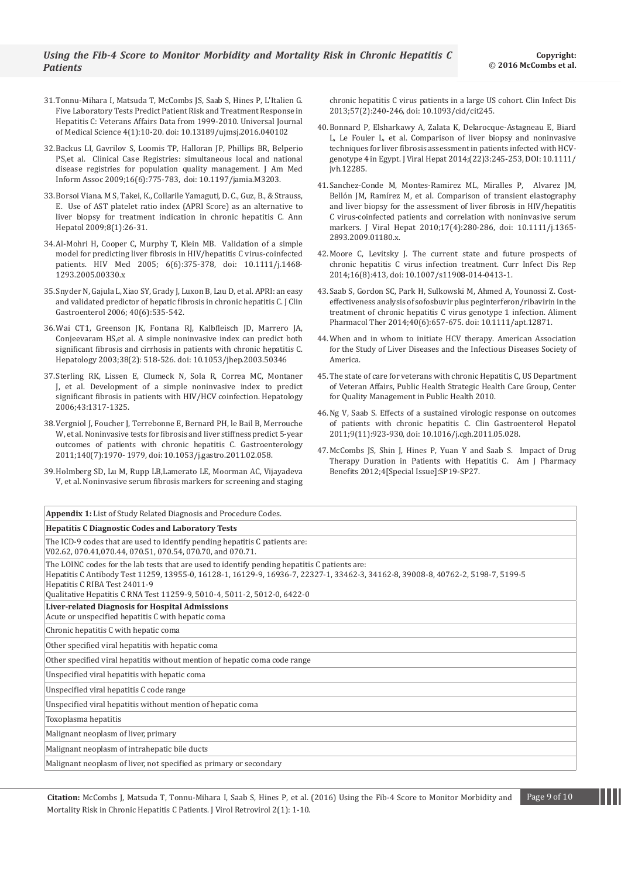31. Tonnu-Mihara I, Matsuda T, McCombs JS, Saab S, Hines P, L'Italien G. Five Laboratory Tests Predict Patient Risk and Treatment Response in Hepatitis C: Veterans Affairs Data from 1999-2010. Universal Journal of Medical Science 4(1):10-20. doi: 10.13189/ujmsj.2016.040102

32. Backus LI, Gavrilov S, Loomis TP, Halloran JP, Phillips BR, Belperio PS,et al. Clinical Case Registries: simultaneous local and national disease registries for population quality management. J Am Med Inform Assoc 2009;16(6):775-783, doi: 10.1197/jamia.M3203.

33. Borsoi Viana. M S, Takei, K., Collarile Yamaguti, D. C., Guz, B., & Strauss, E. Use of AST platelet ratio index (APRI Score) as an alternative to liver biopsy for treatment indication in chronic hepatitis C. Ann Hepatol 2009;8(1):26-31.

34. Al-Mohri H, Cooper C, Murphy T, Klein MB. Validation of a simple model for predicting liver fibrosis in HIV/hepatitis C virus-coinfected patients. HIV Med 2005; 6(6):375-378, doi: 10.1111/j.1468-1293.2005.00330.x

35. Snyder N, Gajula L, Xiao SY, Grady J, Luxon B, Lau D, et al. APRI: an easy and validated predictor of hepatic fibrosis in chronic hepatitis C. J Clin Gastroenterol 2006; 40(6):535-542.

36. Wai CT1, Greenson JK, Fontana RJ, Kalbfleisch JD, Marrero JA, Conjeevaram HS,et al. A simple noninvasive index can predict both significant fibrosis and cirrhosis in patients with chronic hepatitis C. Hepatology 2003;38(2): 518-526. doi: 10.1053/jhep.2003.50346

37. Sterling RK, Lissen E, Clumeck N, Sola R, Correa MC, Montaner J, et al. Development of a simple noninvasive index to predict significant fibrosis in patients with HIV/HCV coinfection. Hepatology 2006;43:1317-1325.

38. Vergniol J, Foucher J, Terrebonne E, Bernard PH, le Bail B, Merrouche W, et al. Noninvasive tests for fibrosis and liver stiffness predict 5-year outcomes of patients with chronic hepatitis C. Gastroenterology 2011;140(7):1970- 1979, doi: 10.1053/j.gastro.2011.02.058.

39. Holmberg SD, Lu M, Rupp LB,Lamerato LE, Moorman AC, Vijayadeva V, et al. Noninvasive serum fibrosis markers for screening and staging chronic hepatitis C virus patients in a large US cohort. Clin Infect Dis 2013;57(2):240-246, doi: 10.1093/cid/cit245.

40. Bonnard P, Elsharkawy A, Zalata K, Delarocque-Astagneau E, Biard L, Le Fouler L, et al. Comparison of liver biopsy and noninvasive techniques for liver fibrosis assessment in patients infected with HCV-genotype 4 in Egypt. J Viral Hepat 2014;(22)3:245-253, DOI: 10.1111/jvh.12285.

41. Sanchez-Conde M, Montes-Ramirez ML, Miralles P, Alvarez JM, Bellón JM, Ramírez M, et al. Comparison of transient elastography and liver biopsy for the assessment of liver fibrosis in HIV/hepatitis C virus-coinfected patients and correlation with noninvasive serum markers. J Viral Hepat 2010;17(4):280-286, doi: 10.1111/j.1365-2893.2009.01180.x.

42. Moore C, Levitsky J. The current state and future prospects of chronic hepatitis C virus infection treatment. Curr Infect Dis Rep 2014;16(8):413, doi: 10.1007/s11908-014-0413-1.

43. Saab S, Gordon SC, Park H, Sulkowski M, Ahmed A, Younossi Z. Cost-effectiveness analysis of sofosbuvir plus peginterferon/ribavirin in the treatment of chronic hepatitis C virus genotype 1 infection. Aliment Pharmacol Ther 2014;40(6):657-675. doi: 10.1111/apt.12871.

44. When and in whom to initiate HCV therapy. American Association for the Study of Liver Diseases and the Infectious Diseases Society of America.

45. The state of care for veterans with chronic Hepatitis C, US Department of Veteran Affairs, Public Health Strategic Health Care Group, Center for Quality Management in Public Health 2010.

46. Ng V, Saab S. Effects of a sustained virologic response on outcomes of patients with chronic hepatitis C. Clin Gastroenterol Hepatol 2011;9(11):923-930, doi: 10.1016/j.cgh.2011.05.028.

47. McCombs JS, Shin J, Hines P, Yuan Y and Saab S. Impact of Drug Therapy Duration in Patients with Hepatitis C. Am J Pharmacy Benefits 2012;4[Special Issue]:SP19-SP27.

| **Appendix 1:** List of Study Related Diagnosis and Procedure Codes. |
|---|
| **Hepatitis C Diagnostic Codes and Laboratory Tests** |
| The ICD-9 codes that are used to identify pending hepatitis C patients are:<br>V02.62, 070.41,070.44, 070.51, 070.54, 070.70, and 070.71. |
| The LOINC codes for the lab tests that are used to identify pending hepatitis C patients are:<br>Hepatitis C Antibody Test 11259, 13955-0, 16128-1, 16129-9, 16936-7, 22327-1, 33462-3, 34162-8, 39008-8, 40762-2, 5198-7, 5199-5<br>Hepatitis C RIBA Test 24011-9<br>Qualitative Hepatitis C RNA Test 11259-9, 5010-4, 5011-2, 5012-0, 6422-0 |
| **Liver-related Diagnosis for Hospital Admissions**<br>Acute or unspecified hepatitis C with hepatic coma |
| Chronic hepatitis C with hepatic coma |
| Other specified viral hepatitis with hepatic coma |
| Other specified viral hepatitis without mention of hepatic coma code range |
| Unspecified viral hepatitis with hepatic coma |
| Unspecified viral hepatitis C code range |
| Unspecified viral hepatitis without mention of hepatic coma |
| Toxoplasma hepatitis |
| Malignant neoplasm of liver, primary |
| Malignant neoplasm of intrahepatic bile ducts |
| Malignant neoplasm of liver, not specified as primary or secondary |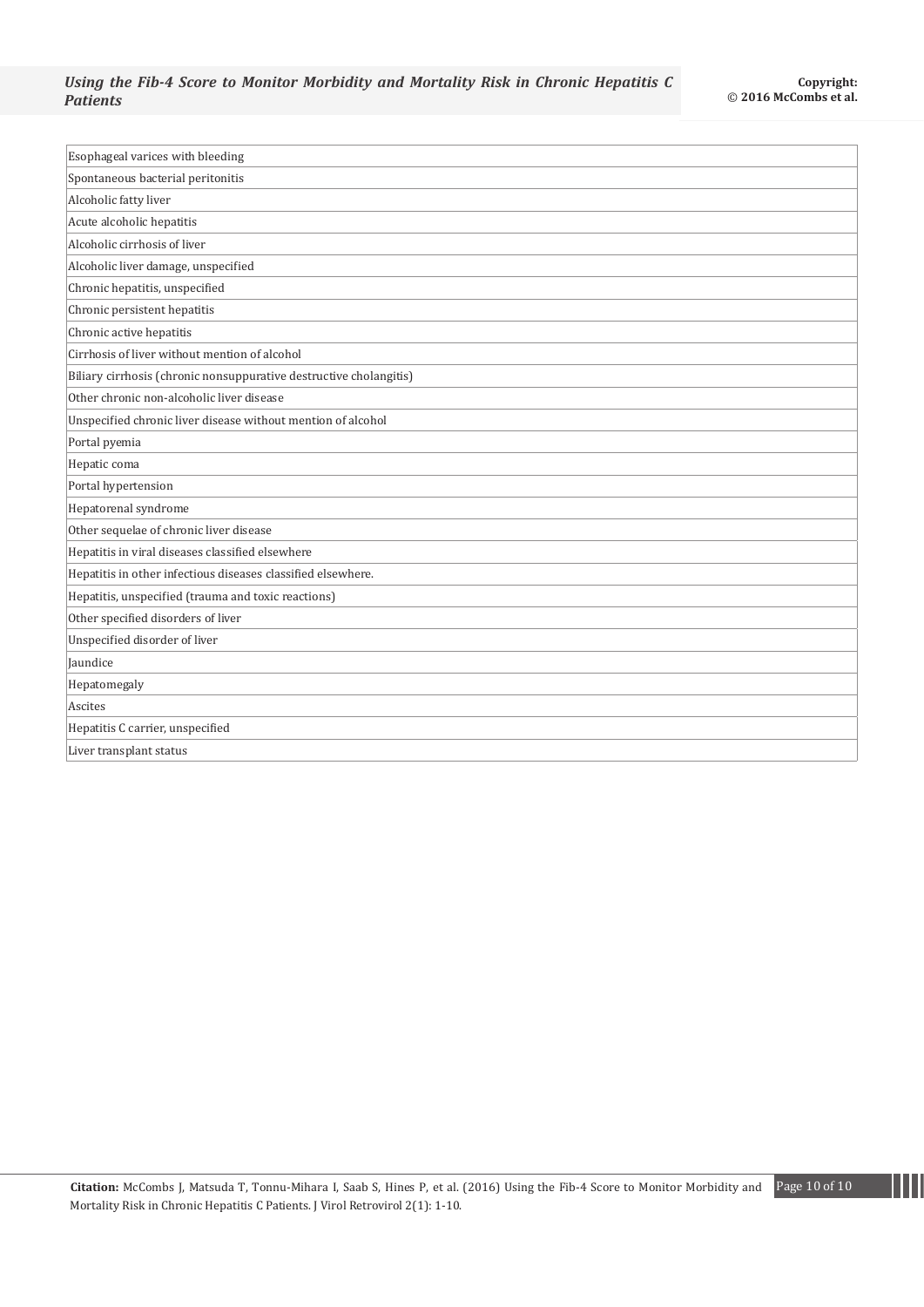| |
|---|
| Esophageal varices with bleeding |
| Spontaneous bacterial peritonitis |
| Alcoholic fatty liver |
| Acute alcoholic hepatitis |
| Alcoholic cirrhosis of liver |
| Alcoholic liver damage, unspecified |
| Chronic hepatitis, unspecified |
| Chronic persistent hepatitis |
| Chronic active hepatitis |
| Cirrhosis of liver without mention of alcohol |
| Biliary cirrhosis (chronic nonsuppurative destructive cholangitis) |
| Other chronic non-alcoholic liver disease |
| Unspecified chronic liver disease without mention of alcohol |
| Portal pyemia |
| Hepatic coma |
| Portal hypertension |
| Hepatorenal syndrome |
| Other sequelae of chronic liver disease |
| Hepatitis in viral diseases classified elsewhere |
| Hepatitis in other infectious diseases classified elsewhere. |
| Hepatitis, unspecified (trauma and toxic reactions) |
| Other specified disorders of liver |
| Unspecified disorder of liver |
| Jaundice |
| Hepatomegaly |
| Ascites |
| Hepatitis C carrier, unspecified |
| Liver transplant status |